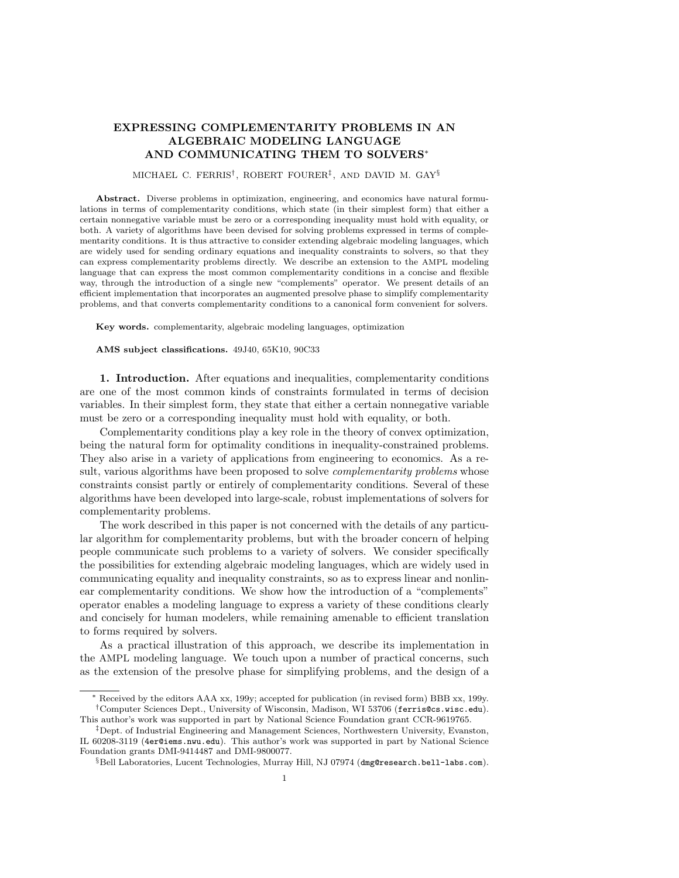# EXPRESSING COMPLEMENTARITY PROBLEMS IN AN ALGEBRAIC MODELING LANGUAGE AND COMMUNICATING THEM TO SOLVERS*

MICHAEL C. FERRIS†, ROBERT FOURER‡, AND DAVID M. GAY§

**Abstract.** Diverse problems in optimization, engineering, and economics have natural formulations in terms of complementarity conditions, which state (in their simplest form) that either a certain nonnegative variable must be zero or a corresponding inequality must hold with equality, or both. A variety of algorithms have been devised for solving problems expressed in terms of complementarity conditions. It is thus attractive to consider extending algebraic modeling languages, which are widely used for sending ordinary equations and inequality constraints to solvers, so that they can express complementarity problems directly. We describe an extension to the AMPL modeling language that can express the most common complementarity conditions in a concise and flexible way, through the introduction of a single new "complements" operator. We present details of an efficient implementation that incorporates an augmented presolve phase to simplify complementarity problems, and that converts complementarity conditions to a canonical form convenient for solvers.

**Key words.** complementarity, algebraic modeling languages, optimization

**AMS subject classifications.** 49J40, 65K10, 90C33

## 1. Introduction.

After equations and inequalities, complementarity conditions are one of the most common kinds of constraints formulated in terms of decision variables. In their simplest form, they state that either a certain nonnegative variable must be zero or a corresponding inequality must hold with equality, or both.

Complementarity conditions play a key role in the theory of convex optimization, being the natural form for optimality conditions in inequality-constrained problems. They also arise in a variety of applications from engineering to economics. As a result, various algorithms have been proposed to solve *complementarity problems* whose constraints consist partly or entirely of complementarity conditions. Several of these algorithms have been developed into large-scale, robust implementations of solvers for complementarity problems.

The work described in this paper is not concerned with the details of any particular algorithm for complementarity problems, but with the broader concern of helping people communicate such problems to a variety of solvers. We consider specifically the possibilities for extending algebraic modeling languages, which are widely used in communicating equality and inequality constraints, so as to express linear and nonlinear complementarity conditions. We show how the introduction of a "complements" operator enables a modeling language to express a variety of these conditions clearly and concisely for human modelers, while remaining amenable to efficient translation to forms required by solvers.

As a practical illustration of this approach, we describe its implementation in the AMPL modeling language. We touch upon a number of practical concerns, such as the extension of the presolve phase for simplifying problems, and the design of a

---

* Received by the editors AAA xx, 199y; accepted for publication (in revised form) BBB xx, 199y.

† Computer Sciences Dept., University of Wisconsin, Madison, WI 53706 (ferris@cs.wisc.edu). This author's work was supported in part by National Science Foundation grant CCR-9619765.

‡ Dept. of Industrial Engineering and Management Sciences, Northwestern University, Evanston, IL 60208-3119 (4er@iems.nwu.edu). This author's work was supported in part by National Science Foundation grants DMI-9414487 and DMI-9800077.

§ Bell Laboratories, Lucent Technologies, Murray Hill, NJ 07974 (dmg@research.bell-labs.com).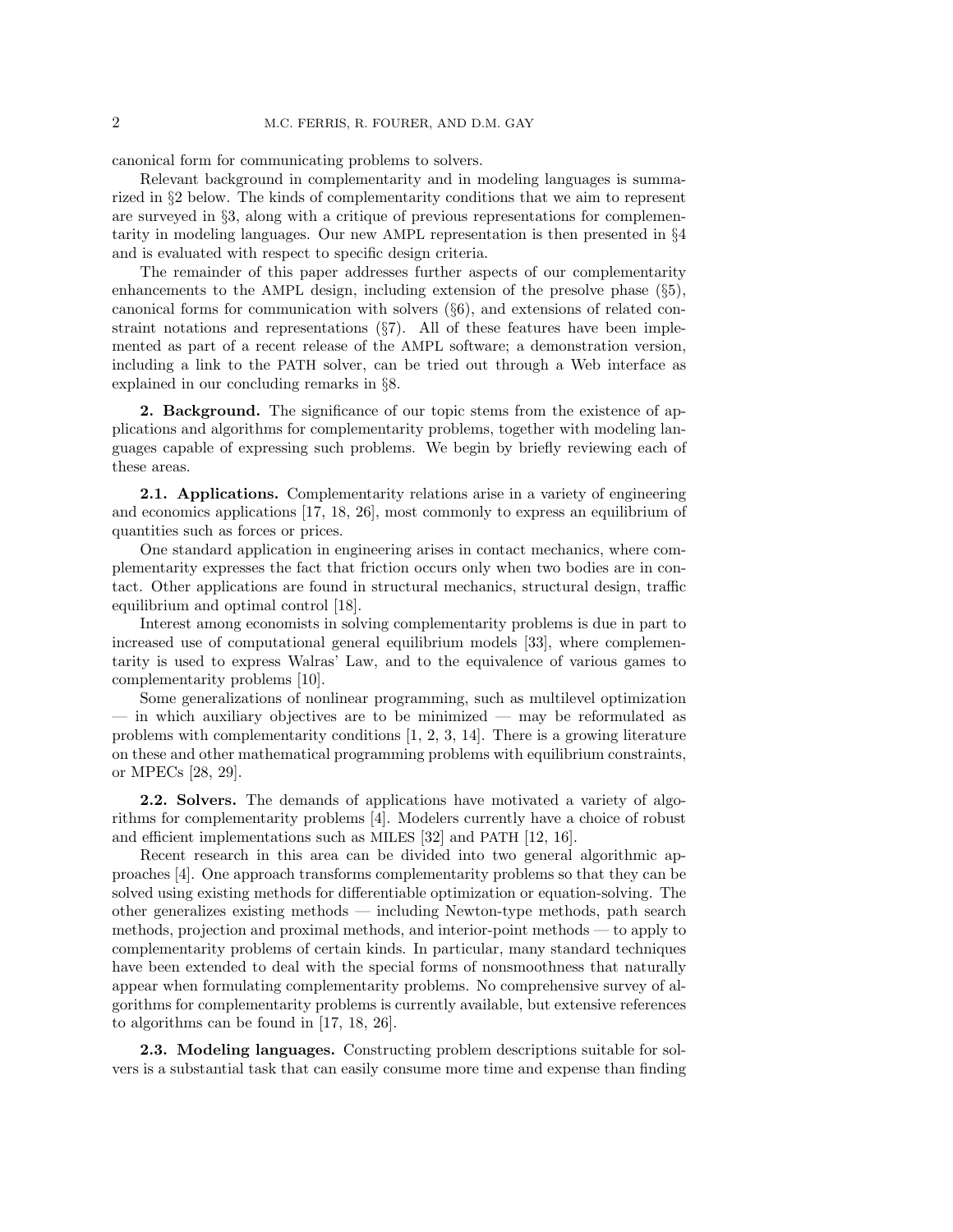canonical form for communicating problems to solvers.

Relevant background in complementarity and in modeling languages is summarized in §2 below. The kinds of complementarity conditions that we aim to represent are surveyed in §3, along with a critique of previous representations for complementarity in modeling languages. Our new AMPL representation is then presented in §4 and is evaluated with respect to specific design criteria.

The remainder of this paper addresses further aspects of our complementarity enhancements to the AMPL design, including extension of the presolve phase (§5), canonical forms for communication with solvers (§6), and extensions of related constraint notations and representations (§7). All of these features have been implemented as part of a recent release of the AMPL software; a demonstration version, including a link to the PATH solver, can be tried out through a Web interface as explained in our concluding remarks in §8.

**2. Background.** The significance of our topic stems from the existence of applications and algorithms for complementarity problems, together with modeling languages capable of expressing such problems. We begin by briefly reviewing each of these areas.

**2.1. Applications.** Complementarity relations arise in a variety of engineering and economics applications [17, 18, 26], most commonly to express an equilibrium of quantities such as forces or prices.

One standard application in engineering arises in contact mechanics, where complementarity expresses the fact that friction occurs only when two bodies are in contact. Other applications are found in structural mechanics, structural design, traffic equilibrium and optimal control [18].

Interest among economists in solving complementarity problems is due in part to increased use of computational general equilibrium models [33], where complementarity is used to express Walras' Law, and to the equivalence of various games to complementarity problems [10].

Some generalizations of nonlinear programming, such as multilevel optimization — in which auxiliary objectives are to be minimized — may be reformulated as problems with complementarity conditions [1, 2, 3, 14]. There is a growing literature on these and other mathematical programming problems with equilibrium constraints, or MPECs [28, 29].

**2.2. Solvers.** The demands of applications have motivated a variety of algorithms for complementarity problems [4]. Modelers currently have a choice of robust and efficient implementations such as MILES [32] and PATH [12, 16].

Recent research in this area can be divided into two general algorithmic approaches [4]. One approach transforms complementarity problems so that they can be solved using existing methods for differentiable optimization or equation-solving. The other generalizes existing methods — including Newton-type methods, path search methods, projection and proximal methods, and interior-point methods — to apply to complementarity problems of certain kinds. In particular, many standard techniques have been extended to deal with the special forms of nonsmoothness that naturally appear when formulating complementarity problems. No comprehensive survey of algorithms for complementarity problems is currently available, but extensive references to algorithms can be found in [17, 18, 26].

**2.3. Modeling languages.** Constructing problem descriptions suitable for solvers is a substantial task that can easily consume more time and expense than finding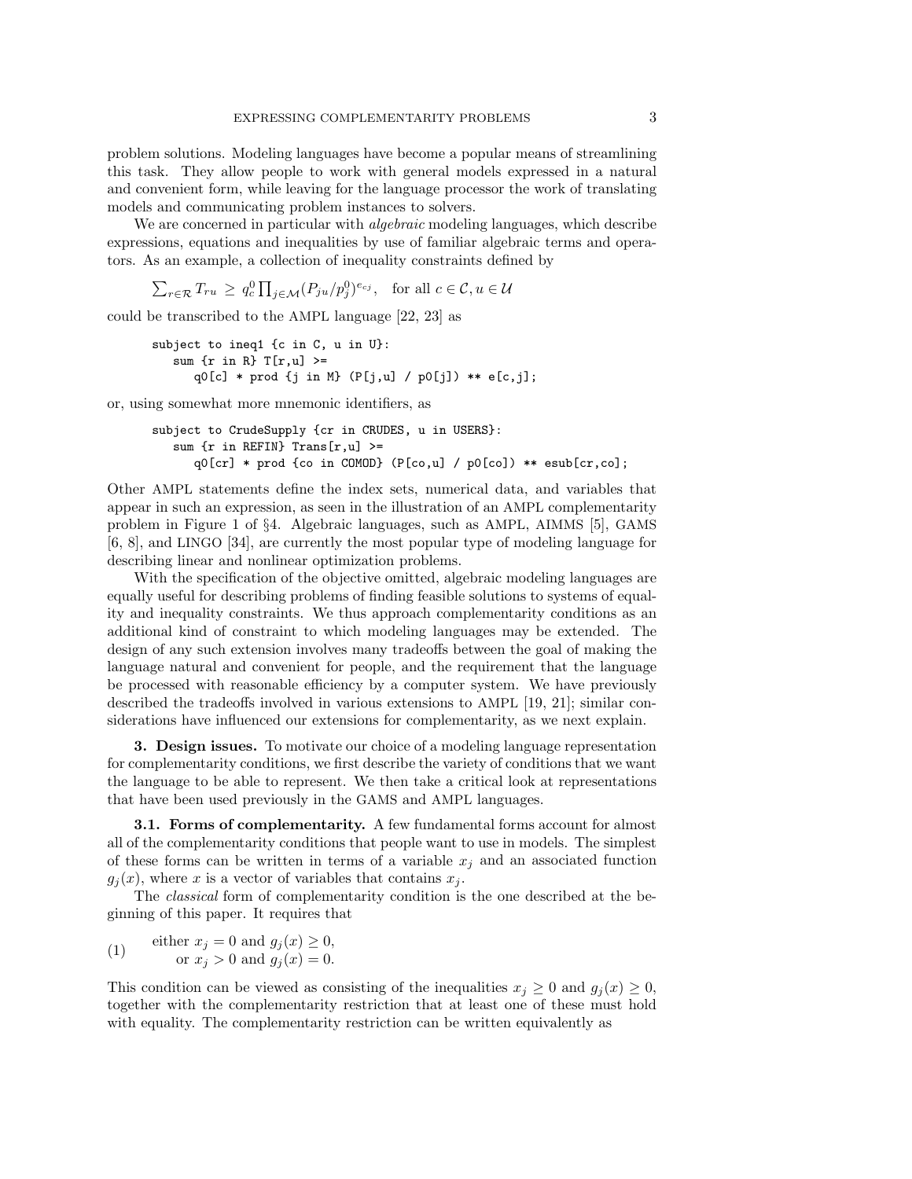problem solutions. Modeling languages have become a popular means of streamlining this task. They allow people to work with general models expressed in a natural and convenient form, while leaving for the language processor the work of translating models and communicating problem instances to solvers.

We are concerned in particular with *algebraic* modeling languages, which describe expressions, equations and inequalities by use of familiar algebraic terms and operators. As an example, a collection of inequality constraints defined by

$$\sum_{r\in\mathcal{R}} T_{ru} \geq q_c^0 \prod_{j\in\mathcal{M}} (P_{ju}/p_j^0)^{e_{cj}}, \quad \text{for all } c \in \mathcal{C}, u \in \mathcal{U}$$

could be transcribed to the AMPL language [22, 23] as

```
subject to ineq1 {c in C, u in U}:
   sum {r in R} T[r,u] >=
      q0[c] * prod {j in M} (P[j,u] / p0[j]) ** e[c,j];
```

or, using somewhat more mnemonic identifiers, as

```
subject to CrudeSupply {cr in CRUDES, u in USERS}:
   sum {r in REFIN} Trans[r,u] >=
      q0[cr] * prod {co in COMOD} (P[co,u] / p0[co]) ** esub[cr,co];
```

Other AMPL statements define the index sets, numerical data, and variables that appear in such an expression, as seen in the illustration of an AMPL complementarity problem in Figure 1 of §4. Algebraic languages, such as AMPL, AIMMS [5], GAMS [6, 8], and LINGO [34], are currently the most popular type of modeling language for describing linear and nonlinear optimization problems.

With the specification of the objective omitted, algebraic modeling languages are equally useful for describing problems of finding feasible solutions to systems of equality and inequality constraints. We thus approach complementarity conditions as an additional kind of constraint to which modeling languages may be extended. The design of any such extension involves many tradeoffs between the goal of making the language natural and convenient for people, and the requirement that the language be processed with reasonable efficiency by a computer system. We have previously described the tradeoffs involved in various extensions to AMPL [19, 21]; similar considerations have influenced our extensions for complementarity, as we next explain.

## 3. Design issues.

To motivate our choice of a modeling language representation for complementarity conditions, we first describe the variety of conditions that we want the language to be able to represent. We then take a critical look at representations that have been used previously in the GAMS and AMPL languages.

### 3.1. Forms of complementarity.

A few fundamental forms account for almost all of the complementarity conditions that people want to use in models. The simplest of these forms can be written in terms of a variable $x_j$ and an associated function $g_j(x)$, where $x$ is a vector of variables that contains $x_j$.

The *classical* form of complementarity condition is the one described at the beginning of this paper. It requires that

$$\begin{aligned} &\text{either } x_j = 0 \text{ and } g_j(x) \geq 0, \\ &\quad\;\; \text{or } x_j > 0 \text{ and } g_j(x) = 0. \end{aligned} \tag{1}$$

This condition can be viewed as consisting of the inequalities $x_j \geq 0$ and $g_j(x) \geq 0$, together with the complementarity restriction that at least one of these must hold with equality. The complementarity restriction can be written equivalently as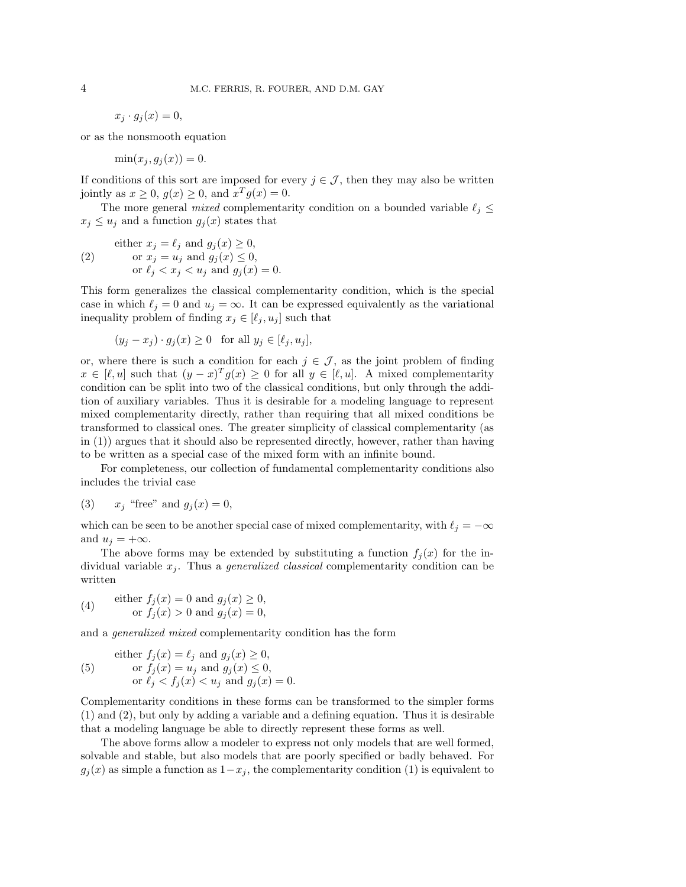$$x_j \cdot g_j(x) = 0,$$

or as the nonsmooth equation

$$\min(x_j, g_j(x)) = 0.$$

If conditions of this sort are imposed for every $j \in \mathcal{J}$, then they may also be written jointly as $x \geq 0$, $g(x) \geq 0$, and $x^T g(x) = 0$.

The more general *mixed* complementarity condition on a bounded variable $\ell_j \leq x_j \leq u_j$ and a function $g_j(x)$ states that

$$\begin{array}{ll} \text{either } x_j = \ell_j \text{ and } g_j(x) \geq 0, \\ \quad \text{or } x_j = u_j \text{ and } g_j(x) \leq 0, \\ \quad \text{or } \ell_j < x_j < u_j \text{ and } g_j(x) = 0. \end{array} \tag{2}$$

This form generalizes the classical complementarity condition, which is the special case in which $\ell_j = 0$ and $u_j = \infty$. It can be expressed equivalently as the variational inequality problem of finding $x_j \in [\ell_j, u_j]$ such that

$$(y_j - x_j) \cdot g_j(x) \geq 0 \quad \text{for all } y_j \in [\ell_j, u_j],$$

or, where there is such a condition for each $j \in \mathcal{J}$, as the joint problem of finding $x \in [\ell, u]$ such that $(y - x)^T g(x) \geq 0$ for all $y \in [\ell, u]$. A mixed complementarity condition can be split into two of the classical conditions, but only through the addition of auxiliary variables. Thus it is desirable for a modeling language to represent mixed complementarity directly, rather than requiring that all mixed conditions be transformed to classical ones. The greater simplicity of classical complementarity (as in (1)) argues that it should also be represented directly, however, rather than having to be written as a special case of the mixed form with an infinite bound.

For completeness, our collection of fundamental complementarity conditions also includes the trivial case

$$x_j \text{ "free" and } g_j(x) = 0, \tag{3}$$

which can be seen to be another special case of mixed complementarity, with $\ell_j = -\infty$ and $u_j = +\infty$.

The above forms may be extended by substituting a function $f_j(x)$ for the individual variable $x_j$. Thus a *generalized classical* complementarity condition can be written

$$\begin{array}{ll} \text{either } f_j(x) = 0 \text{ and } g_j(x) \geq 0, \\ \quad \text{or } f_j(x) > 0 \text{ and } g_j(x) = 0, \end{array} \tag{4}$$

and a *generalized mixed* complementarity condition has the form

$$\begin{array}{ll} \text{either } f_j(x) = \ell_j \text{ and } g_j(x) \geq 0, \\ \quad \text{or } f_j(x) = u_j \text{ and } g_j(x) \leq 0, \\ \quad \text{or } \ell_j < f_j(x) < u_j \text{ and } g_j(x) = 0. \end{array} \tag{5}$$

Complementarity conditions in these forms can be transformed to the simpler forms (1) and (2), but only by adding a variable and a defining equation. Thus it is desirable that a modeling language be able to directly represent these forms as well.

The above forms allow a modeler to express not only models that are well formed, solvable and stable, but also models that are poorly specified or badly behaved. For $g_j(x)$ as simple a function as $1 - x_j$, the complementarity condition (1) is equivalent to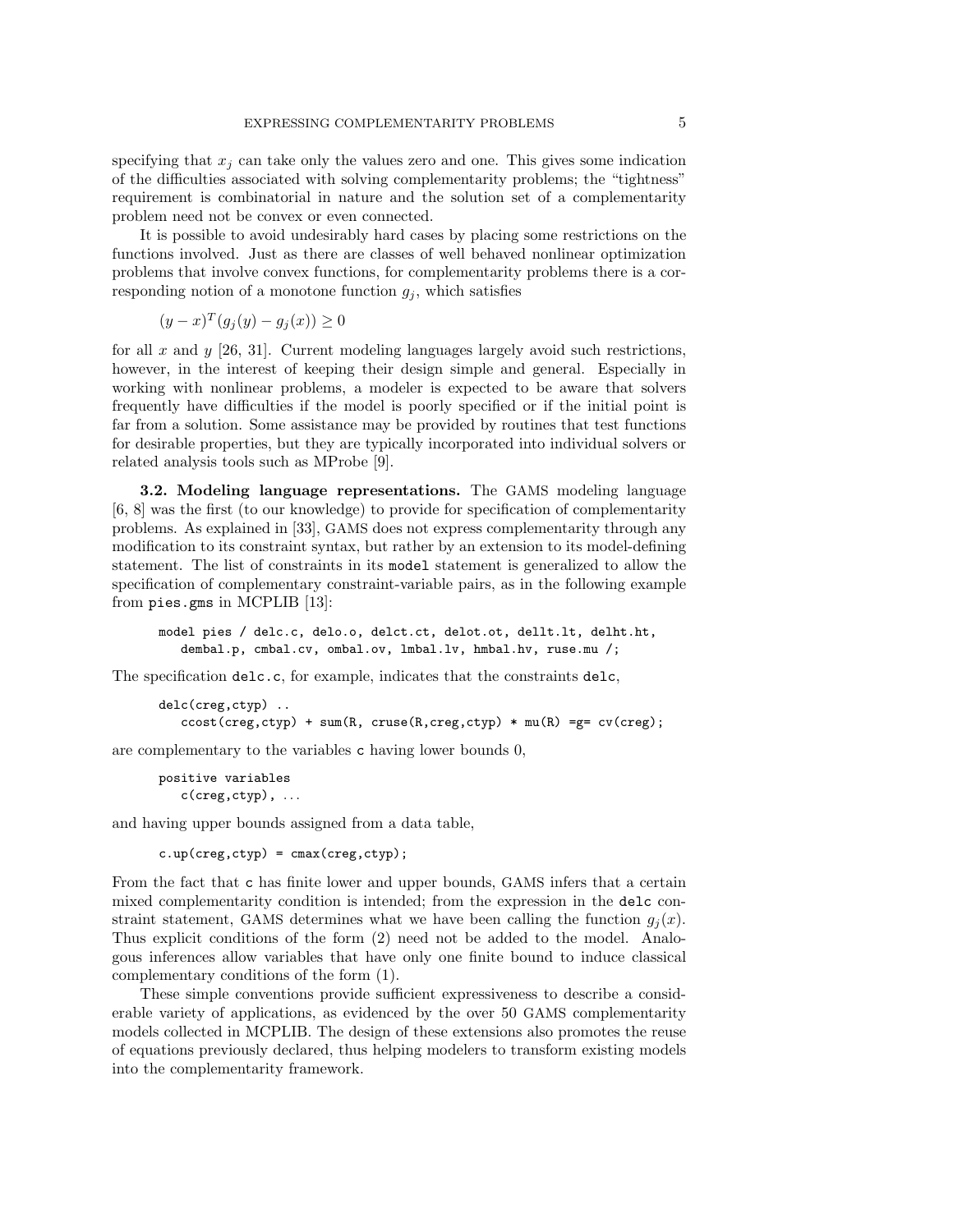specifying that $x_j$ can take only the values zero and one. This gives some indication of the difficulties associated with solving complementarity problems; the "tightness" requirement is combinatorial in nature and the solution set of a complementarity problem need not be convex or even connected.

It is possible to avoid undesirably hard cases by placing some restrictions on the functions involved. Just as there are classes of well behaved nonlinear optimization problems that involve convex functions, for complementarity problems there is a corresponding notion of a monotone function $g_j$, which satisfies

$$(y - x)^T(g_j(y) - g_j(x)) \geq 0$$

for all $x$ and $y$ [26, 31]. Current modeling languages largely avoid such restrictions, however, in the interest of keeping their design simple and general. Especially in working with nonlinear problems, a modeler is expected to be aware that solvers frequently have difficulties if the model is poorly specified or if the initial point is far from a solution. Some assistance may be provided by routines that test functions for desirable properties, but they are typically incorporated into individual solvers or related analysis tools such as MProbe [9].

**3.2. Modeling language representations.** The GAMS modeling language [6, 8] was the first (to our knowledge) to provide for specification of complementarity problems. As explained in [33], GAMS does not express complementarity through any modification to its constraint syntax, but rather by an extension to its model-defining statement. The list of constraints in its `model` statement is generalized to allow the specification of complementary constraint-variable pairs, as in the following example from `pies.gms` in MCPLIB [13]:

```
model pies / delc.c, delo.o, delct.ct, delot.ot, dellt.lt, delht.ht,
   dembal.p, cmbal.cv, ombal.ov, lmbal.lv, hmbal.hv, ruse.mu /;
```

The specification `delc.c`, for example, indicates that the constraints `delc`,

```
delc(creg,ctyp) ..
   ccost(creg,ctyp) + sum(R, cruse(R,creg,ctyp) * mu(R) =g= cv(creg);
```

are complementary to the variables `c` having lower bounds 0,

```
positive variables
   c(creg,ctyp), ...
```

and having upper bounds assigned from a data table,

```
c.up(creg,ctyp) = cmax(creg,ctyp);
```

From the fact that `c` has finite lower and upper bounds, GAMS infers that a certain mixed complementarity condition is intended; from the expression in the `delc` constraint statement, GAMS determines what we have been calling the function $g_j(x)$. Thus explicit conditions of the form (2) need not be added to the model. Analogous inferences allow variables that have only one finite bound to induce classical complementary conditions of the form (1).

These simple conventions provide sufficient expressiveness to describe a considerable variety of applications, as evidenced by the over 50 GAMS complementarity models collected in MCPLIB. The design of these extensions also promotes the reuse of equations previously declared, thus helping modelers to transform existing models into the complementarity framework.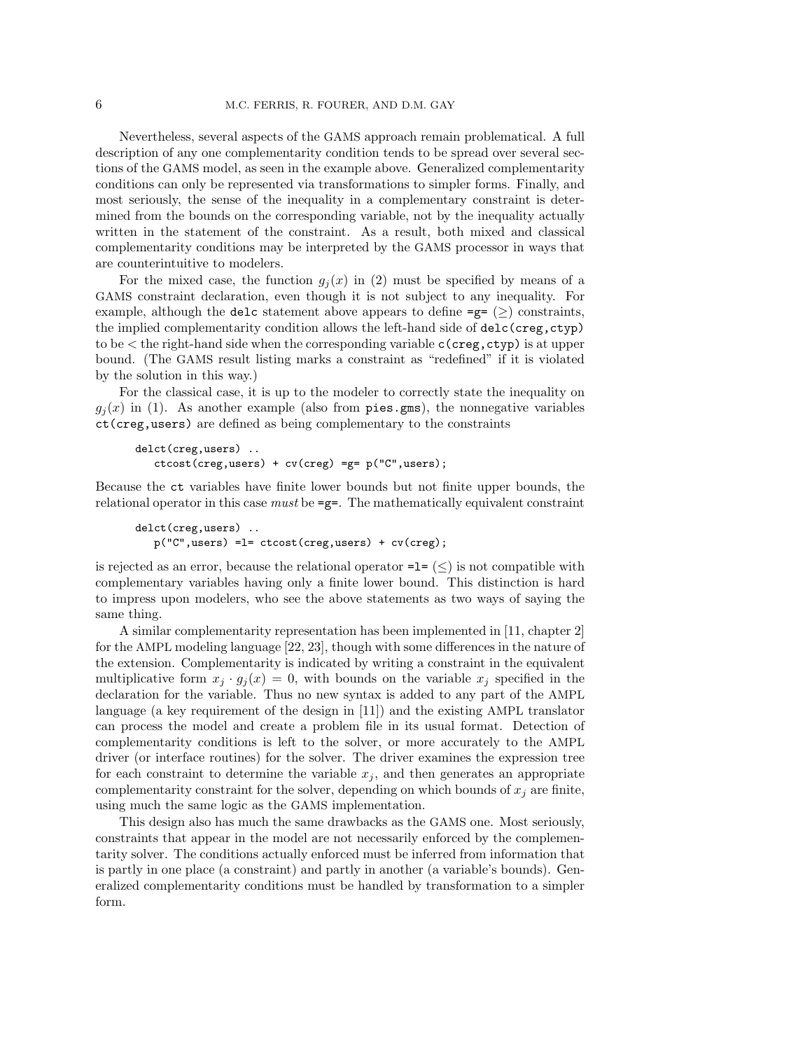Nevertheless, several aspects of the GAMS approach remain problematical. A full description of any one complementarity condition tends to be spread over several sections of the GAMS model, as seen in the example above. Generalized complementarity conditions can only be represented via transformations to simpler forms. Finally, and most seriously, the sense of the inequality in a complementary constraint is determined from the bounds on the corresponding variable, not by the inequality actually written in the statement of the constraint. As a result, both mixed and classical complementarity conditions may be interpreted by the GAMS processor in ways that are counterintuitive to modelers.

For the mixed case, the function $g_j(x)$ in (2) must be specified by means of a GAMS constraint declaration, even though it is not subject to any inequality. For example, although the `delc` statement above appears to define `=g=` ($\geq$) constraints, the implied complementarity condition allows the left-hand side of `delc(creg,ctyp)` to be $<$ the right-hand side when the corresponding variable `c(creg,ctyp)` is at upper bound. (The GAMS result listing marks a constraint as "redefined" if it is violated by the solution in this way.)

For the classical case, it is up to the modeler to correctly state the inequality on $g_j(x)$ in (1). As another example (also from `pies.gms`), the nonnegative variables `ct(creg,users)` are defined as being complementary to the constraints

```
delct(creg,users) ..
   ctcost(creg,users) + cv(creg) =g= p("C",users);
```

Because the `ct` variables have finite lower bounds but not finite upper bounds, the relational operator in this case *must* be `=g=`. The mathematically equivalent constraint

```
delct(creg,users) ..
   p("C",users) =l= ctcost(creg,users) + cv(creg);
```

is rejected as an error, because the relational operator `=l=` ($\leq$) is not compatible with complementary variables having only a finite lower bound. This distinction is hard to impress upon modelers, who see the above statements as two ways of saying the same thing.

A similar complementarity representation has been implemented in [11, chapter 2] for the AMPL modeling language [22, 23], though with some differences in the nature of the extension. Complementarity is indicated by writing a constraint in the equivalent multiplicative form $x_j \cdot g_j(x) = 0$, with bounds on the variable $x_j$ specified in the declaration for the variable. Thus no new syntax is added to any part of the AMPL language (a key requirement of the design in [11]) and the existing AMPL translator can process the model and create a problem file in its usual format. Detection of complementarity conditions is left to the solver, or more accurately to the AMPL driver (or interface routines) for the solver. The driver examines the expression tree for each constraint to determine the variable $x_j$, and then generates an appropriate complementarity constraint for the solver, depending on which bounds of $x_j$ are finite, using much the same logic as the GAMS implementation.

This design also has much the same drawbacks as the GAMS one. Most seriously, constraints that appear in the model are not necessarily enforced by the complementarity solver. The conditions actually enforced must be inferred from information that is partly in one place (a constraint) and partly in another (a variable's bounds). Generalized complementarity conditions must be handled by transformation to a simpler form.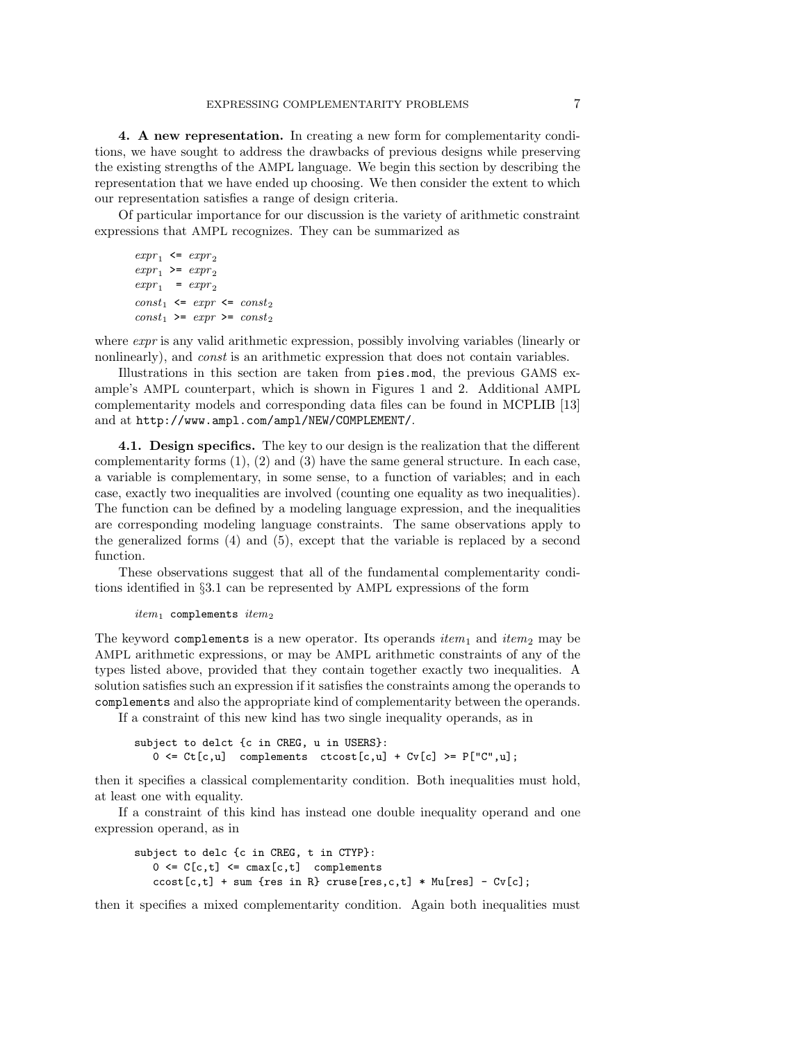**4. A new representation.** In creating a new form for complementarity conditions, we have sought to address the drawbacks of previous designs while preserving the existing strengths of the AMPL language. We begin this section by describing the representation that we have ended up choosing. We then consider the extent to which our representation satisfies a range of design criteria.

Of particular importance for our discussion is the variety of arithmetic constraint expressions that AMPL recognizes. They can be summarized as

$expr_1$ `<=` $expr_2$
$expr_1$ `>=` $expr_2$
$expr_1$ `=` $expr_2$
$const_1$ `<=` $expr$ `<=` $const_2$
$const_1$ `>=` $expr$ `>=` $const_2$

where *expr* is any valid arithmetic expression, possibly involving variables (linearly or nonlinearly), and *const* is an arithmetic expression that does not contain variables.

Illustrations in this section are taken from `pies.mod`, the previous GAMS example's AMPL counterpart, which is shown in Figures 1 and 2. Additional AMPL complementarity models and corresponding data files can be found in MCPLIB [13] and at `http://www.ampl.com/ampl/NEW/COMPLEMENT/`.

**4.1. Design specifics.** The key to our design is the realization that the different complementarity forms (1), (2) and (3) have the same general structure. In each case, a variable is complementary, in some sense, to a function of variables; and in each case, exactly two inequalities are involved (counting one equality as two inequalities). The function can be defined by a modeling language expression, and the inequalities are corresponding modeling language constraints. The same observations apply to the generalized forms (4) and (5), except that the variable is replaced by a second function.

These observations suggest that all of the fundamental complementarity conditions identified in §3.1 can be represented by AMPL expressions of the form

$item_1$ `complements` $item_2$

The keyword `complements` is a new operator. Its operands $item_1$ and $item_2$ may be AMPL arithmetic expressions, or may be AMPL arithmetic constraints of any of the types listed above, provided that they contain together exactly two inequalities. A solution satisfies such an expression if it satisfies the constraints among the operands to `complements` and also the appropriate kind of complementarity between the operands.

If a constraint of this new kind has two single inequality operands, as in

```
subject to delct {c in CREG, u in USERS}:
   0 <= Ct[c,u]  complements  ctcost[c,u] + Cv[c] >= P["C",u];
```

then it specifies a classical complementarity condition. Both inequalities must hold, at least one with equality.

If a constraint of this kind has instead one double inequality operand and one expression operand, as in

```
subject to delc {c in CREG, t in CTYP}:
   0 <= C[c,t] <= cmax[c,t]  complements
   ccost[c,t] + sum {res in R} cruse[res,c,t] * Mu[res] - Cv[c];
```

then it specifies a mixed complementarity condition. Again both inequalities must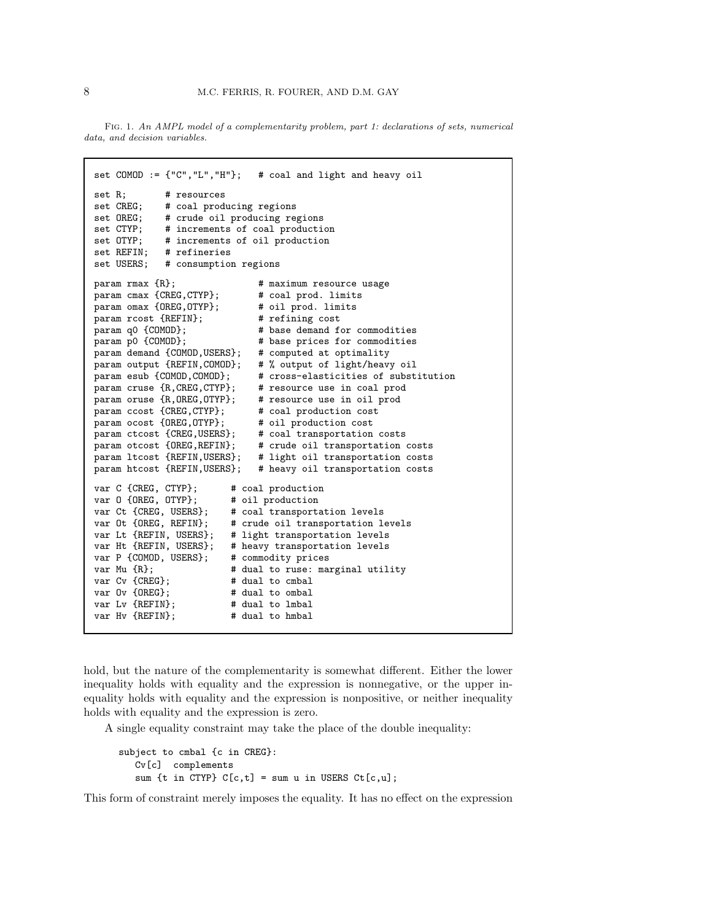Fig. 1. *An AMPL model of a complementarity problem, part 1: declarations of sets, numerical data, and decision variables.*

```
set COMOD := {"C","L","H"};   # coal and light and heavy oil

set R;       # resources
set CREG;    # coal producing regions
set OREG;    # crude oil producing regions
set CTYP;    # increments of coal production
set OTYP;    # increments of oil production
set REFIN;   # refineries
set USERS;   # consumption regions

param rmax {R};                # maximum resource usage
param cmax {CREG,CTYP};        # coal prod. limits
param omax {OREG,OTYP};        # oil prod. limits
param rcost {REFIN};           # refining cost
param q0 {COMOD};              # base demand for commodities
param p0 {COMOD};              # base prices for commodities
param demand {COMOD,USERS};    # computed at optimality
param output {REFIN,COMOD};    # % output of light/heavy oil
param esub {COMOD,COMOD};      # cross-elasticities of substitution
param cruse {R,CREG,CTYP};     # resource use in coal prod
param oruse {R,OREG,OTYP};     # resource use in oil prod
param ccost {CREG,CTYP};       # coal production cost
param ocost {OREG,OTYP};       # oil production cost
param ctcost {CREG,USERS};     # coal transportation costs
param otcost {OREG,REFIN};     # crude oil transportation costs
param ltcost {REFIN,USERS};    # light oil transportation costs
param htcost {REFIN,USERS};    # heavy oil transportation costs

var C {CREG, CTYP};      # coal production
var O {OREG, OTYP};      # oil production
var Ct {CREG, USERS};    # coal transportation levels
var Ot {OREG, REFIN};    # crude oil transportation levels
var Lt {REFIN, USERS};   # light oil transportation levels
var Ht {REFIN, USERS};   # heavy transportation levels
var P {COMOD, USERS};    # commodity prices
var Mu {R};              # dual to ruse: marginal utility
var Cv {CREG};           # dual to cmbal
var Ov {OREG};           # dual to ombal
var Lv {REFIN};          # dual to lmbal
var Hv {REFIN};          # dual to hmbal
```

hold, but the nature of the complementarity is somewhat different. Either the lower inequality holds with equality and the expression is nonnegative, or the upper inequality holds with equality and the expression is nonpositive, or neither inequality holds with equality and the expression is zero.

A single equality constraint may take the place of the double inequality:

```
subject to cmbal {c in CREG}:
   Cv[c]  complements
   sum {t in CTYP} C[c,t] = sum u in USERS Ct[c,u];
```

This form of constraint merely imposes the equality. It has no effect on the expression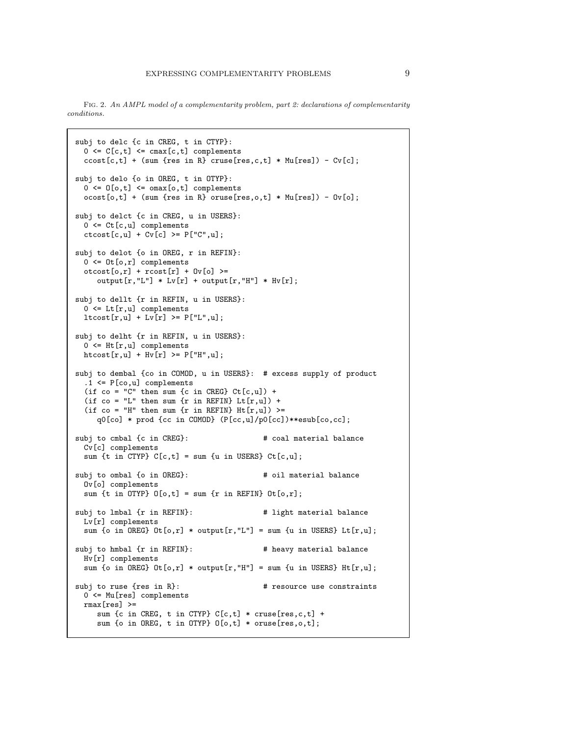Fig. 2. *An AMPL model of a complementarity problem, part 2: declarations of complementarity conditions.*

```
subj to delc {c in CREG, t in CTYP}:
  0 <= C[c,t] <= cmax[c,t] complements
  ccost[c,t] + (sum {res in R} cruse[res,c,t] * Mu[res]) - Cv[c];

subj to delo {o in OREG, t in OTYP}:
  0 <= O[o,t] <= omax[o,t] complements
  ocost[o,t] + (sum {res in R} oruse[res,o,t] * Mu[res]) - Ov[o];

subj to delct {c in CREG, u in USERS}:
  0 <= Ct[c,u] complements
  ctcost[c,u] + Cv[c] >= P["C",u];

subj to delot {o in OREG, r in REFIN}:
  0 <= Ot[o,r] complements
  otcost[o,r] + rcost[r] + Ov[o] >=
     output[r,"L"] * Lv[r] + output[r,"H"] * Hv[r];

subj to dellt {r in REFIN, u in USERS}:
  0 <= Lt[r,u] complements
  ltcost[r,u] + Lv[r] >= P["L",u];

subj to delht {r in REFIN, u in USERS}:
  0 <= Ht[r,u] complements
  htcost[r,u] + Hv[r] >= P["H",u];

subj to dembal {co in COMOD, u in USERS}:  # excess supply of product
  .1 <= P[co,u] complements
  (if co = "C" then sum {c in CREG} Ct[c,u]) +
  (if co = "L" then sum {r in REFIN} Lt[r,u]) +
  (if co = "H" then sum {r in REFIN} Ht[r,u]) >=
     q0[co] * prod {cc in COMOD} (P[cc,u]/p0[cc])**esub[co,cc];

subj to cmbal {c in CREG}:                 # coal material balance
  Cv[c] complements
  sum {t in CTYP} C[c,t] = sum {u in USERS} Ct[c,u];

subj to ombal {o in OREG}:                 # oil material balance
  Ov[o] complements
  sum {t in OTYP} O[o,t] = sum {r in REFIN} Ot[o,r];

subj to lmbal {r in REFIN}:                # light material balance
  Lv[r] complements
  sum {o in OREG} Ot[o,r] * output[r,"L"] = sum {u in USERS} Lt[r,u];

subj to hmbal {r in REFIN}:                # heavy material balance
  Hv[r] complements
  sum {o in OREG} Ot[o,r] * output[r,"H"] = sum {u in USERS} Ht[r,u];

subj to ruse {res in R}:                   # resource use constraints
  0 <= Mu[res] complements
  rmax[res] >=
     sum {c in CREG, t in CTYP} C[c,t] * cruse[res,c,t] +
     sum {o in OREG, t in OTYP} O[o,t] * oruse[res,o,t];
```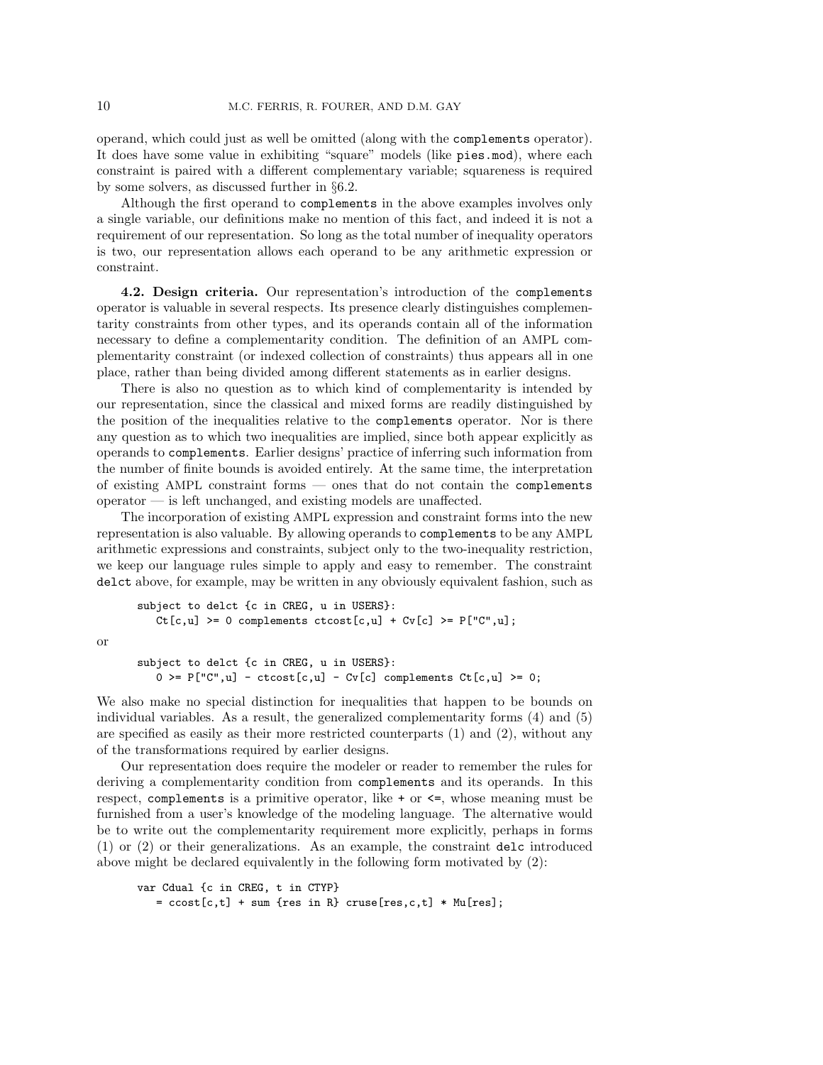operand, which could just as well be omitted (along with the `complements` operator). It does have some value in exhibiting "square" models (like `pies.mod`), where each constraint is paired with a different complementary variable; squareness is required by some solvers, as discussed further in §6.2.

Although the first operand to `complements` in the above examples involves only a single variable, our definitions make no mention of this fact, and indeed it is not a requirement of our representation. So long as the total number of inequality operators is two, our representation allows each operand to be any arithmetic expression or constraint.

**4.2. Design criteria.** Our representation's introduction of the `complements` operator is valuable in several respects. Its presence clearly distinguishes complementarity constraints from other types, and its operands contain all of the information necessary to define a complementarity condition. The definition of an AMPL complementarity constraint (or indexed collection of constraints) thus appears all in one place, rather than being divided among different statements as in earlier designs.

There is also no question as to which kind of complementarity is intended by our representation, since the classical and mixed forms are readily distinguished by the position of the inequalities relative to the `complements` operator. Nor is there any question as to which two inequalities are implied, since both appear explicitly as operands to `complements`. Earlier designs' practice of inferring such information from the number of finite bounds is avoided entirely. At the same time, the interpretation of existing AMPL constraint forms — ones that do not contain the `complements` operator — is left unchanged, and existing models are unaffected.

The incorporation of existing AMPL expression and constraint forms into the new representation is also valuable. By allowing operands to `complements` to be any AMPL arithmetic expressions and constraints, subject only to the two-inequality restriction, we keep our language rules simple to apply and easy to remember. The constraint `delct` above, for example, may be written in any obviously equivalent fashion, such as

```
subject to delct {c in CREG, u in USERS}:
   Ct[c,u] >= 0 complements ctcost[c,u] + Cv[c] >= P["C",u];
```

or

```
subject to delct {c in CREG, u in USERS}:
   0 >= P["C",u] - ctcost[c,u] - Cv[c] complements Ct[c,u] >= 0;
```

We also make no special distinction for inequalities that happen to be bounds on individual variables. As a result, the generalized complementarity forms (4) and (5) are specified as easily as their more restricted counterparts (1) and (2), without any of the transformations required by earlier designs.

Our representation does require the modeler or reader to remember the rules for deriving a complementarity condition from `complements` and its operands. In this respect, `complements` is a primitive operator, like `+` or `<=`, whose meaning must be furnished from a user's knowledge of the modeling language. The alternative would be to write out the complementarity requirement more explicitly, perhaps in forms (1) or (2) or their generalizations. As an example, the constraint `delc` introduced above might be declared equivalently in the following form motivated by (2):

```
var Cdual {c in CREG, t in CTYP}
   = ccost[c,t] + sum {res in R} cruse[res,c,t] * Mu[res];
```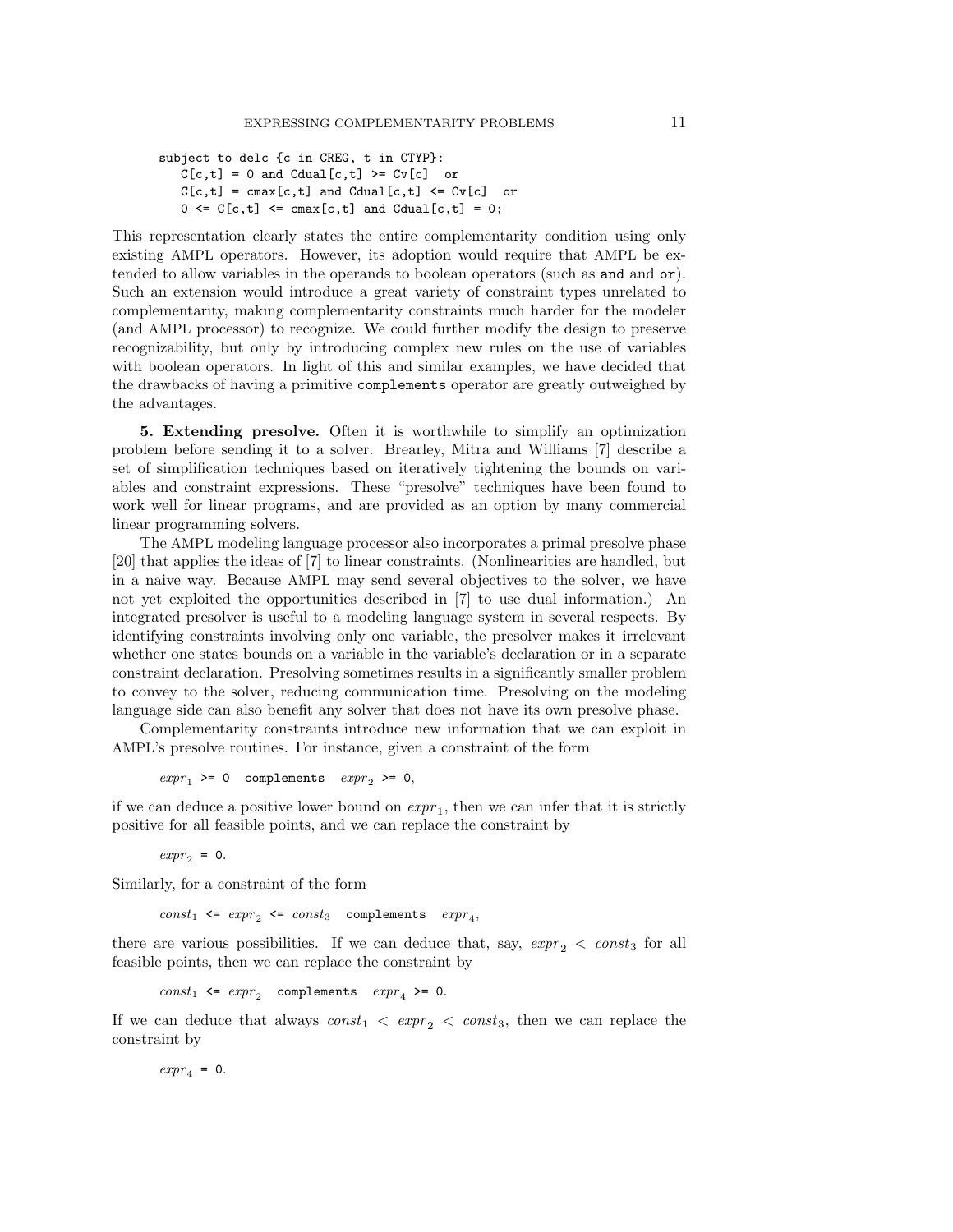```
subject to delc {c in CREG, t in CTYP}:
   C[c,t] = 0 and Cdual[c,t] >= Cv[c]  or
   C[c,t] = cmax[c,t] and Cdual[c,t] <= Cv[c]  or
   0 <= C[c,t] <= cmax[c,t] and Cdual[c,t] = 0;
```

This representation clearly states the entire complementarity condition using only existing AMPL operators. However, its adoption would require that AMPL be extended to allow variables in the operands to boolean operators (such as `and` and `or`). Such an extension would introduce a great variety of constraint types unrelated to complementarity, making complementarity constraints much harder for the modeler (and AMPL processor) to recognize. We could further modify the design to preserve recognizability, but only by introducing complex new rules on the use of variables with boolean operators. In light of this and similar examples, we have decided that the drawbacks of having a primitive `complements` operator are greatly outweighed by the advantages.

**5. Extending presolve.** Often it is worthwhile to simplify an optimization problem before sending it to a solver. Brearley, Mitra and Williams [7] describe a set of simplification techniques based on iteratively tightening the bounds on variables and constraint expressions. These "presolve" techniques have been found to work well for linear programs, and are provided as an option by many commercial linear programming solvers.

The AMPL modeling language processor also incorporates a primal presolve phase [20] that applies the ideas of [7] to linear constraints. (Nonlinearities are handled, but in a naive way. Because AMPL may send several objectives to the solver, we have not yet exploited the opportunities described in [7] to use dual information.) An integrated presolver is useful to a modeling language system in several respects. By identifying constraints involving only one variable, the presolver makes it irrelevant whether one states bounds on a variable in the variable's declaration or in a separate constraint declaration. Presolving sometimes results in a significantly smaller problem to convey to the solver, reducing communication time. Presolving on the modeling language side can also benefit any solver that does not have its own presolve phase.

Complementarity constraints introduce new information that we can exploit in AMPL's presolve routines. For instance, given a constraint of the form

$expr_1$ `>= 0  complements` $expr_2$ `>= 0`,

if we can deduce a positive lower bound on $expr_1$, then we can infer that it is strictly positive for all feasible points, and we can replace the constraint by

$expr_2$ `= 0`.

Similarly, for a constraint of the form

$const_1$ `<=` $expr_2$ `<=` $const_3$ `complements` $expr_4$,

there are various possibilities. If we can deduce that, say, $expr_2 < const_3$ for all feasible points, then we can replace the constraint by

$const_1$ `<=` $expr_2$ `complements` $expr_4$ `>= 0`.

If we can deduce that always $const_1 < expr_2 < const_3$, then we can replace the constraint by

$expr_4$ `= 0`.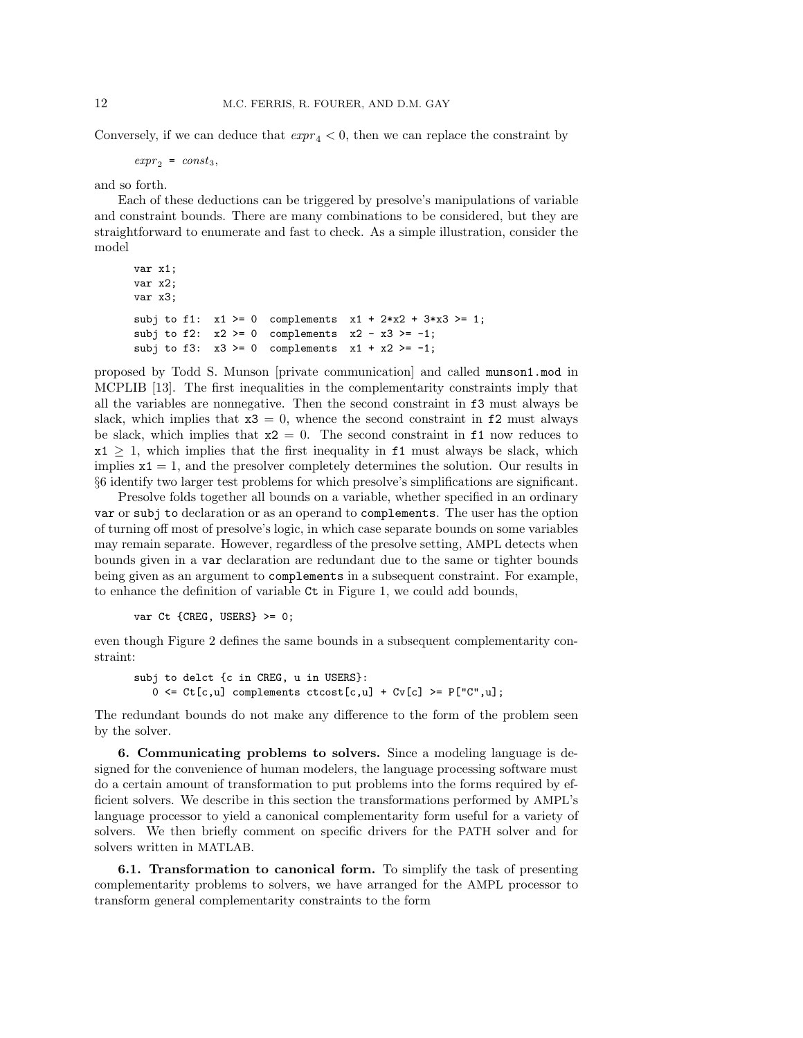Conversely, if we can deduce that $expr_4 < 0$, then we can replace the constraint by

$expr_2$ = $const_3$,

and so forth.

Each of these deductions can be triggered by presolve's manipulations of variable and constraint bounds. There are many combinations to be considered, but they are straightforward to enumerate and fast to check. As a simple illustration, consider the model

```
var x1;
var x2;
var x3;

subj to f1:  x1 >= 0  complements  x1 + 2*x2 + 3*x3 >= 1;
subj to f2:  x2 >= 0  complements  x2 - x3 >= -1;
subj to f3:  x3 >= 0  complements  x1 + x2 >= -1;
```

proposed by Todd S. Munson [private communication] and called `munson1.mod` in MCPLIB [13]. The first inequalities in the complementarity constraints imply that all the variables are nonnegative. Then the second constraint in `f3` must always be slack, which implies that `x3` $= 0$, whence the second constraint in `f2` must always be slack, which implies that `x2` $= 0$. The second constraint in `f1` now reduces to `x1` $\geq 1$, which implies that the first inequality in `f1` must always be slack, which implies `x1` $= 1$, and the presolver completely determines the solution. Our results in §6 identify two larger test problems for which presolve's simplifications are significant.

Presolve folds together all bounds on a variable, whether specified in an ordinary `var` or `subj to` declaration or as an operand to `complements`. The user has the option of turning off most of presolve's logic, in which case separate bounds on some variables may remain separate. However, regardless of the presolve setting, AMPL detects when bounds given in a `var` declaration are redundant due to the same or tighter bounds being given as an argument to `complements` in a subsequent constraint. For example, to enhance the definition of variable `Ct` in Figure 1, we could add bounds,

```
var Ct {CREG, USERS} >= 0;
```

even though Figure 2 defines the same bounds in a subsequent complementarity constraint:

```
subj to delct {c in CREG, u in USERS}:
   0 <= Ct[c,u] complements ctcost[c,u] + Cv[c] >= P["C",u];
```

The redundant bounds do not make any difference to the form of the problem seen by the solver.

**6. Communicating problems to solvers.** Since a modeling language is designed for the convenience of human modelers, the language processing software must do a certain amount of transformation to put problems into the forms required by efficient solvers. We describe in this section the transformations performed by AMPL's language processor to yield a canonical complementarity form useful for a variety of solvers. We then briefly comment on specific drivers for the PATH solver and for solvers written in MATLAB.

**6.1. Transformation to canonical form.** To simplify the task of presenting complementarity problems to solvers, we have arranged for the AMPL processor to transform general complementarity constraints to the form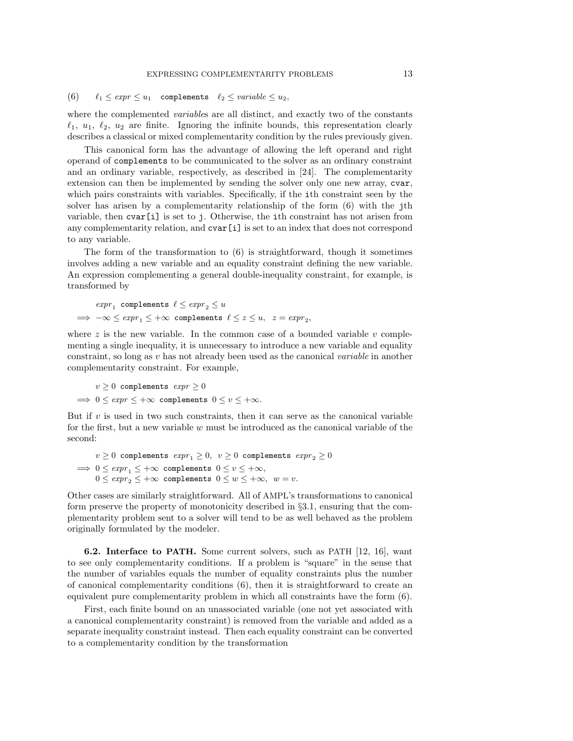$$(6) \qquad \ell_1 \le expr \le u_1 \quad \texttt{complements} \quad \ell_2 \le variable \le u_2,$$

where the complemented *variable*s are all distinct, and exactly two of the constants $\ell_1$, $u_1$, $\ell_2$, $u_2$ are finite. Ignoring the infinite bounds, this representation clearly describes a classical or mixed complementarity condition by the rules previously given.

This canonical form has the advantage of allowing the left operand and right operand of `complements` to be communicated to the solver as an ordinary constraint and an ordinary variable, respectively, as described in [24]. The complementarity extension can then be implemented by sending the solver only one new array, `cvar`, which pairs constraints with variables. Specifically, if the `i`th constraint seen by the solver has arisen by a complementarity relationship of the form (6) with the `j`th variable, then `cvar[i]` is set to `j`. Otherwise, the `i`th constraint has not arisen from any complementarity relation, and `cvar[i]` is set to an index that does not correspond to any variable.

The form of the transformation to (6) is straightforward, though it sometimes involves adding a new variable and an equality constraint defining the new variable. An expression complementing a general double-inequality constraint, for example, is transformed by

$$\begin{aligned} & expr_1 \ \texttt{complements} \ \ell \le expr_2 \le u \\ \Longrightarrow \ & -\infty \le expr_1 \le +\infty \ \texttt{complements} \ \ell \le z \le u, \ \ z = expr_2, \end{aligned}$$

where $z$ is the new variable. In the common case of a bounded variable $v$ complementing a single inequality, it is unnecessary to introduce a new variable and equality constraint, so long as $v$ has not already been used as the canonical *variable* in another complementarity constraint. For example,

$$\begin{aligned} & v \ge 0 \ \texttt{complements} \ expr \ge 0 \\ \Longrightarrow \ & 0 \le expr \le +\infty \ \texttt{complements} \ 0 \le v \le +\infty. \end{aligned}$$

But if $v$ is used in two such constraints, then it can serve as the canonical variable for the first, but a new variable $w$ must be introduced as the canonical variable of the second:

$$\begin{aligned} & v \ge 0 \ \texttt{complements} \ expr_1 \ge 0, \ \ v \ge 0 \ \texttt{complements} \ expr_2 \ge 0 \\ \Longrightarrow \ & 0 \le expr_1 \le +\infty \ \texttt{complements} \ 0 \le v \le +\infty, \\ & 0 \le expr_2 \le +\infty \ \texttt{complements} \ 0 \le w \le +\infty, \ \ w = v. \end{aligned}$$

Other cases are similarly straightforward. All of AMPL's transformations to canonical form preserve the property of monotonicity described in §3.1, ensuring that the complementarity problem sent to a solver will tend to be as well behaved as the problem originally formulated by the modeler.

**6.2. Interface to PATH.** Some current solvers, such as PATH [12, 16], want to see only complementarity conditions. If a problem is "square" in the sense that the number of variables equals the number of equality constraints plus the number of canonical complementarity conditions (6), then it is straightforward to create an equivalent pure complementarity problem in which all constraints have the form (6).

First, each finite bound on an unassociated variable (one not yet associated with a canonical complementarity constraint) is removed from the variable and added as a separate inequality constraint instead. Then each equality constraint can be converted to a complementarity condition by the transformation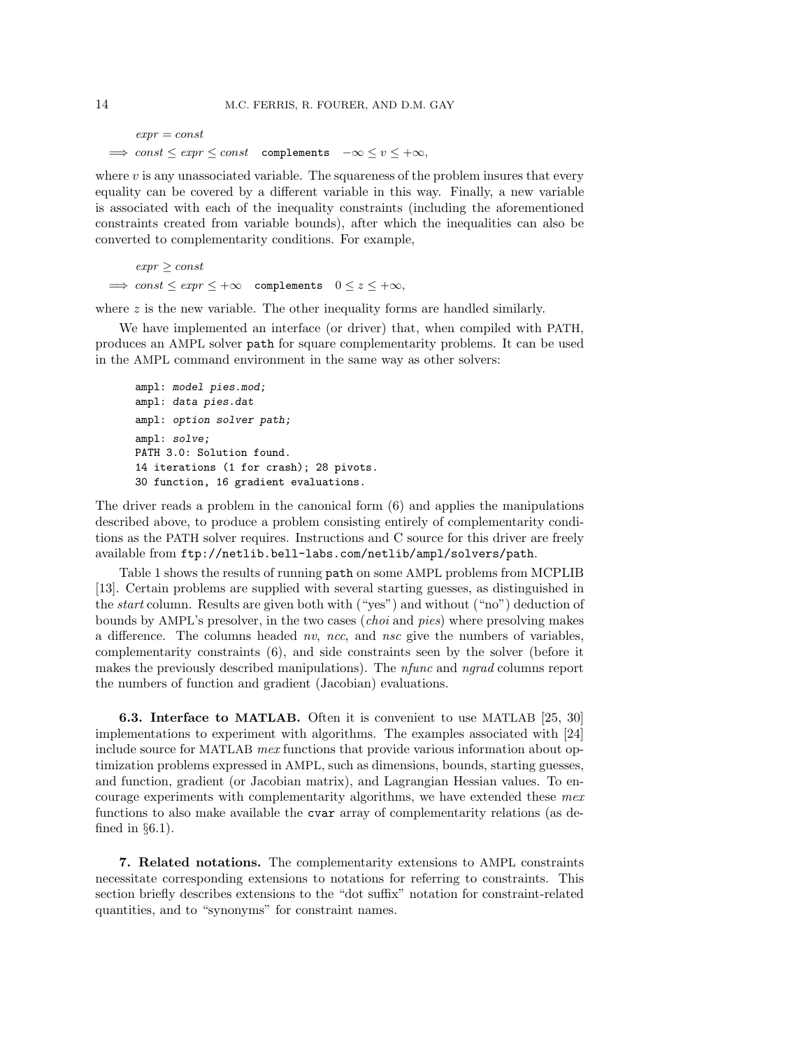$$expr = const$$

$$\Longrightarrow \; const \le expr \le const \quad \texttt{complements} \quad -\infty \le v \le +\infty,$$

where $v$ is any unassociated variable. The squareness of the problem insures that every equality can be covered by a different variable in this way. Finally, a new variable is associated with each of the inequality constraints (including the aforementioned constraints created from variable bounds), after which the inequalities can also be converted to complementarity conditions. For example,

$$expr \ge const$$

$$\Longrightarrow \; const \le expr \le +\infty \quad \texttt{complements} \quad 0 \le z \le +\infty,$$

where $z$ is the new variable. The other inequality forms are handled similarly.

We have implemented an interface (or driver) that, when compiled with PATH, produces an AMPL solver `path` for square complementarity problems. It can be used in the AMPL command environment in the same way as other solvers:

```
ampl: model pies.mod;
ampl: data pies.dat
ampl: option solver path;
ampl: solve;
PATH 3.0: Solution found.
14 iterations (1 for crash); 28 pivots.
30 function, 16 gradient evaluations.
```

The driver reads a problem in the canonical form (6) and applies the manipulations described above, to produce a problem consisting entirely of complementarity conditions as the PATH solver requires. Instructions and C source for this driver are freely available from `ftp://netlib.bell-labs.com/netlib/ampl/solvers/path`.

Table 1 shows the results of running `path` on some AMPL problems from MCPLIB [13]. Certain problems are supplied with several starting guesses, as distinguished in the *start* column. Results are given both with ("yes") and without ("no") deduction of bounds by AMPL's presolver, in the two cases (*choi* and *pies*) where presolving makes a difference. The columns headed *nv*, *ncc*, and *nsc* give the numbers of variables, complementarity constraints (6), and side constraints seen by the solver (before it makes the previously described manipulations). The *nfunc* and *ngrad* columns report the numbers of function and gradient (Jacobian) evaluations.

**6.3. Interface to MATLAB.** Often it is convenient to use MATLAB [25, 30] implementations to experiment with algorithms. The examples associated with [24] include source for MATLAB *mex* functions that provide various information about optimization problems expressed in AMPL, such as dimensions, bounds, starting guesses, and function, gradient (or Jacobian matrix), and Lagrangian Hessian values. To encourage experiments with complementarity algorithms, we have extended these *mex* functions to also make available the `cvar` array of complementarity relations (as defined in §6.1).

## 7. Related notations.

The complementarity extensions to AMPL constraints necessitate corresponding extensions to notations for referring to constraints. This section briefly describes extensions to the "dot suffix" notation for constraint-related quantities, and to "synonyms" for constraint names.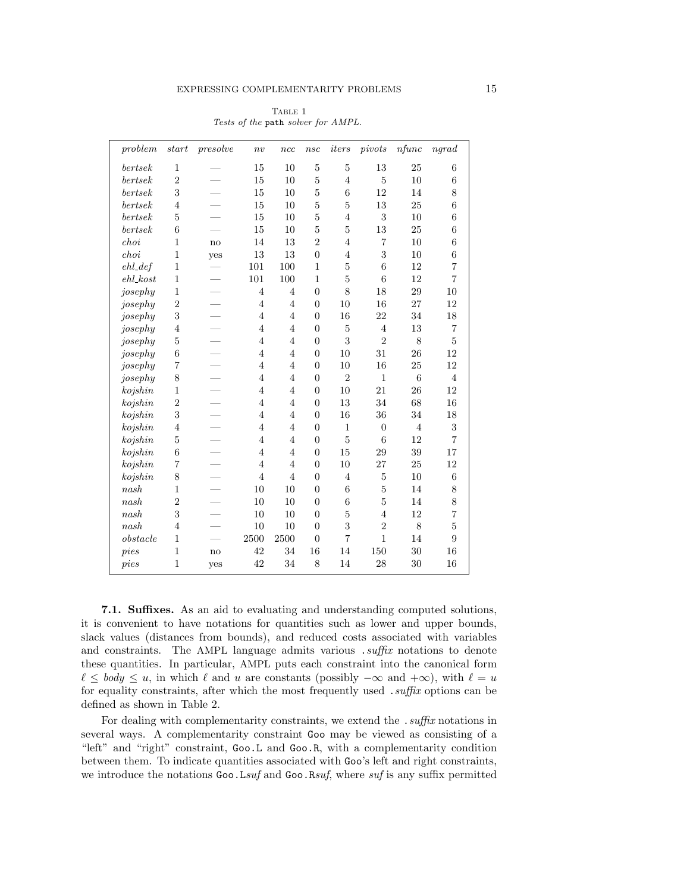Table 1

*Tests of the* `path` *solver for AMPL.*

| *problem* | *start* | *presolve* | *nv* | *ncc* | *nsc* | *iters* | *pivots* | *nfunc* | *ngrad* |
|---|---|---|---|---|---|---|---|---|---|
| *bertsek* | 1 | — | 15 | 10 | 5 | 5 | 13 | 25 | 6 |
| *bertsek* | 2 | — | 15 | 10 | 5 | 4 | 5 | 10 | 6 |
| *bertsek* | 3 | — | 15 | 10 | 5 | 6 | 12 | 14 | 8 |
| *bertsek* | 4 | — | 15 | 10 | 5 | 5 | 13 | 25 | 6 |
| *bertsek* | 5 | — | 15 | 10 | 5 | 4 | 3 | 10 | 6 |
| *bertsek* | 6 | — | 15 | 10 | 5 | 5 | 13 | 25 | 6 |
| *choi* | 1 | no | 14 | 13 | 2 | 4 | 7 | 10 | 6 |
| *choi* | 1 | yes | 13 | 13 | 0 | 4 | 3 | 10 | 6 |
| *ehl_def* | 1 | — | 101 | 100 | 1 | 5 | 6 | 12 | 7 |
| *ehl_kost* | 1 | — | 101 | 100 | 1 | 5 | 6 | 12 | 7 |
| *josephy* | 1 | — | 4 | 4 | 0 | 8 | 18 | 29 | 10 |
| *josephy* | 2 | — | 4 | 4 | 0 | 10 | 16 | 27 | 12 |
| *josephy* | 3 | — | 4 | 4 | 0 | 16 | 22 | 34 | 18 |
| *josephy* | 4 | — | 4 | 4 | 0 | 5 | 4 | 13 | 7 |
| *josephy* | 5 | — | 4 | 4 | 0 | 3 | 2 | 8 | 5 |
| *josephy* | 6 | — | 4 | 4 | 0 | 10 | 31 | 26 | 12 |
| *josephy* | 7 | — | 4 | 4 | 0 | 10 | 16 | 25 | 12 |
| *josephy* | 8 | — | 4 | 4 | 0 | 2 | 1 | 6 | 4 |
| *kojshin* | 1 | — | 4 | 4 | 0 | 10 | 21 | 26 | 12 |
| *kojshin* | 2 | — | 4 | 4 | 0 | 13 | 34 | 68 | 16 |
| *kojshin* | 3 | — | 4 | 4 | 0 | 16 | 36 | 34 | 18 |
| *kojshin* | 4 | — | 4 | 4 | 0 | 1 | 0 | 4 | 3 |
| *kojshin* | 5 | — | 4 | 4 | 0 | 5 | 6 | 12 | 7 |
| *kojshin* | 6 | — | 4 | 4 | 0 | 15 | 29 | 39 | 17 |
| *kojshin* | 7 | — | 4 | 4 | 0 | 10 | 27 | 25 | 12 |
| *kojshin* | 8 | — | 4 | 4 | 0 | 4 | 5 | 10 | 6 |
| *nash* | 1 | — | 10 | 10 | 0 | 6 | 5 | 14 | 8 |
| *nash* | 2 | — | 10 | 10 | 0 | 6 | 5 | 14 | 8 |
| *nash* | 3 | — | 10 | 10 | 0 | 5 | 4 | 12 | 7 |
| *nash* | 4 | — | 10 | 10 | 0 | 3 | 2 | 8 | 5 |
| *obstacle* | 1 | — | 2500 | 2500 | 0 | 7 | 1 | 14 | 9 |
| *pies* | 1 | no | 42 | 34 | 16 | 14 | 150 | 30 | 16 |
| *pies* | 1 | yes | 42 | 34 | 8 | 14 | 28 | 30 | 16 |

**7.1. Suffixes.** As an aid to evaluating and understanding computed solutions, it is convenient to have notations for quantities such as lower and upper bounds, slack values (distances from bounds), and reduced costs associated with variables and constraints. The AMPL language admits various *.suffix* notations to denote these quantities. In particular, AMPL puts each constraint into the canonical form $\ell \leq body \leq u$, in which $\ell$ and $u$ are constants (possibly $-\infty$ and $+\infty$), with $\ell = u$ for equality constraints, after which the most frequently used *.suffix* options can be defined as shown in Table 2.

For dealing with complementarity constraints, we extend the *.suffix* notations in several ways. A complementarity constraint `Goo` may be viewed as consisting of a "left" and "right" constraint, `Goo.L` and `Goo.R`, with a complementarity condition between them. To indicate quantities associated with `Goo`'s left and right constraints, we introduce the notations `Goo.L`*suf* and `Goo.R`*suf*, where *suf* is any suffix permitted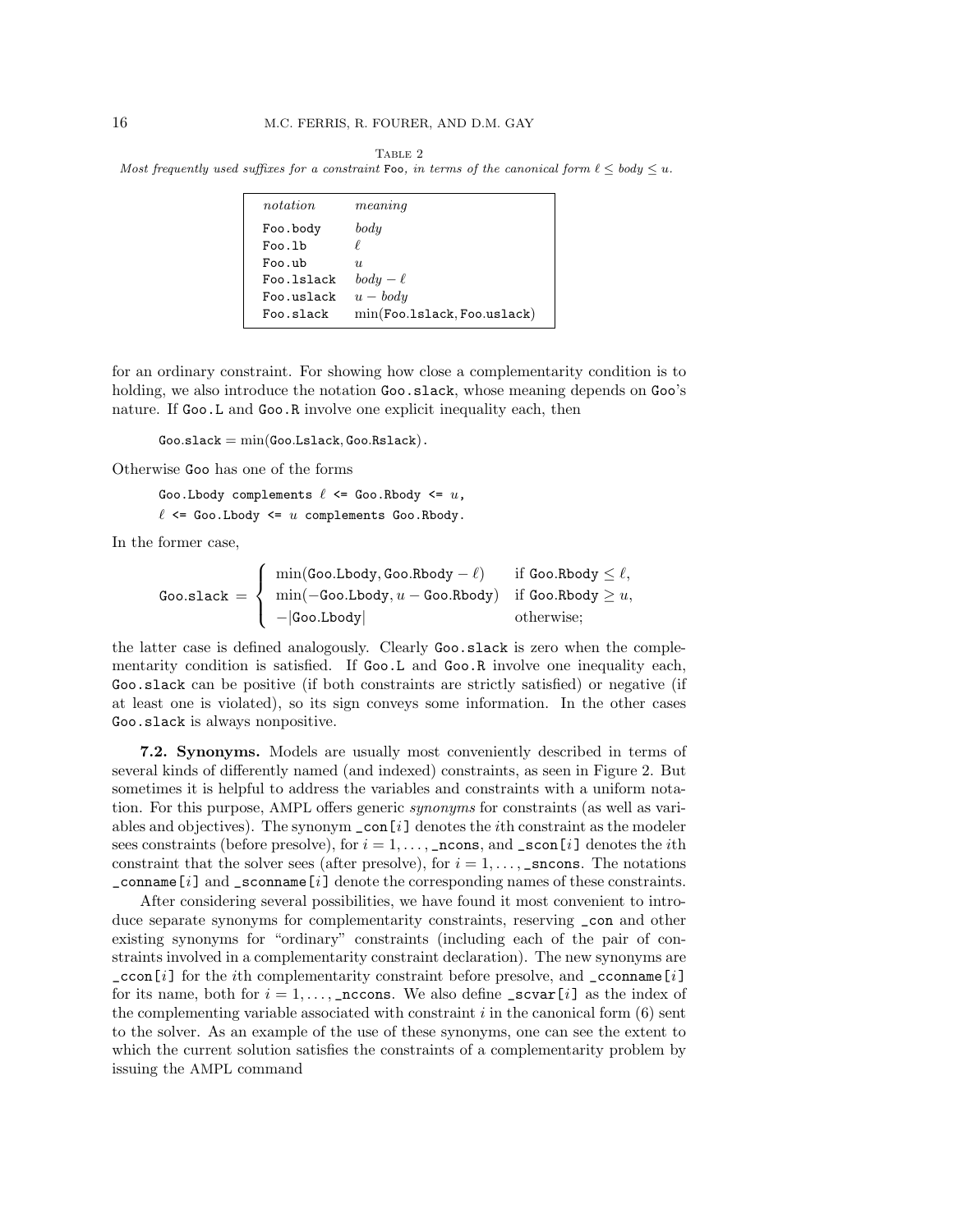Table 2

*Most frequently used suffixes for a constraint* Foo*, in terms of the canonical form $\ell \le body \le u$.*

| *notation* | *meaning* |
|---|---|
| Foo.body | *body* |
| Foo.lb | $\ell$ |
| Foo.ub | $u$ |
| Foo.lslack | $body - \ell$ |
| Foo.uslack | $u - body$ |
| Foo.slack | $\min(\texttt{Foo.lslack}, \texttt{Foo.uslack})$ |

for an ordinary constraint. For showing how close a complementarity condition is to holding, we also introduce the notation Goo.slack, whose meaning depends on Goo's nature. If Goo.L and Goo.R involve one explicit inequality each, then

$$\texttt{Goo.slack} = \min(\texttt{Goo.Lslack}, \texttt{Goo.Rslack}).$$

Otherwise Goo has one of the forms

```
Goo.Lbody complements ℓ <= Goo.Rbody <= u,
ℓ <= Goo.Lbody <= u complements Goo.Rbody.
```

In the former case,

$$\texttt{Goo.slack} = \begin{cases} \min(\texttt{Goo.Lbody}, \texttt{Goo.Rbody} - \ell) & \text{if } \texttt{Goo.Rbody} \le \ell, \\ \min(-\texttt{Goo.Lbody}, u - \texttt{Goo.Rbody}) & \text{if } \texttt{Goo.Rbody} \ge u, \\ -|\texttt{Goo.Lbody}| & \text{otherwise;} \end{cases}$$

the latter case is defined analogously. Clearly Goo.slack is zero when the complementarity condition is satisfied. If Goo.L and Goo.R involve one inequality each, Goo.slack can be positive (if both constraints are strictly satisfied) or negative (if at least one is violated), so its sign conveys some information. In the other cases Goo.slack is always nonpositive.

**7.2. Synonyms.** Models are usually most conveniently described in terms of several kinds of differently named (and indexed) constraints, as seen in Figure 2. But sometimes it is helpful to address the variables and constraints with a uniform notation. For this purpose, AMPL offers generic *synonyms* for constraints (as well as variables and objectives). The synonym _con[$i$] denotes the $i$th constraint as the modeler sees constraints (before presolve), for $i = 1, \ldots,$ _ncons, and _scon[$i$] denotes the $i$th constraint that the solver sees (after presolve), for $i = 1, \ldots,$ _sncons. The notations _conname[$i$] and _sconname[$i$] denote the corresponding names of these constraints.

After considering several possibilities, we have found it most convenient to introduce separate synonyms for complementarity constraints, reserving _con and other existing synonyms for "ordinary" constraints (including each of the pair of constraints involved in a complementarity constraint declaration). The new synonyms are _ccon[$i$] for the $i$th complementarity constraint before presolve, and _cconname[$i$] for its name, both for $i = 1, \ldots,$ _nccons. We also define _scvar[$i$] as the index of the complementing variable associated with constraint $i$ in the canonical form (6) sent to the solver. As an example of the use of these synonyms, one can see the extent to which the current solution satisfies the constraints of a complementarity problem by issuing the AMPL command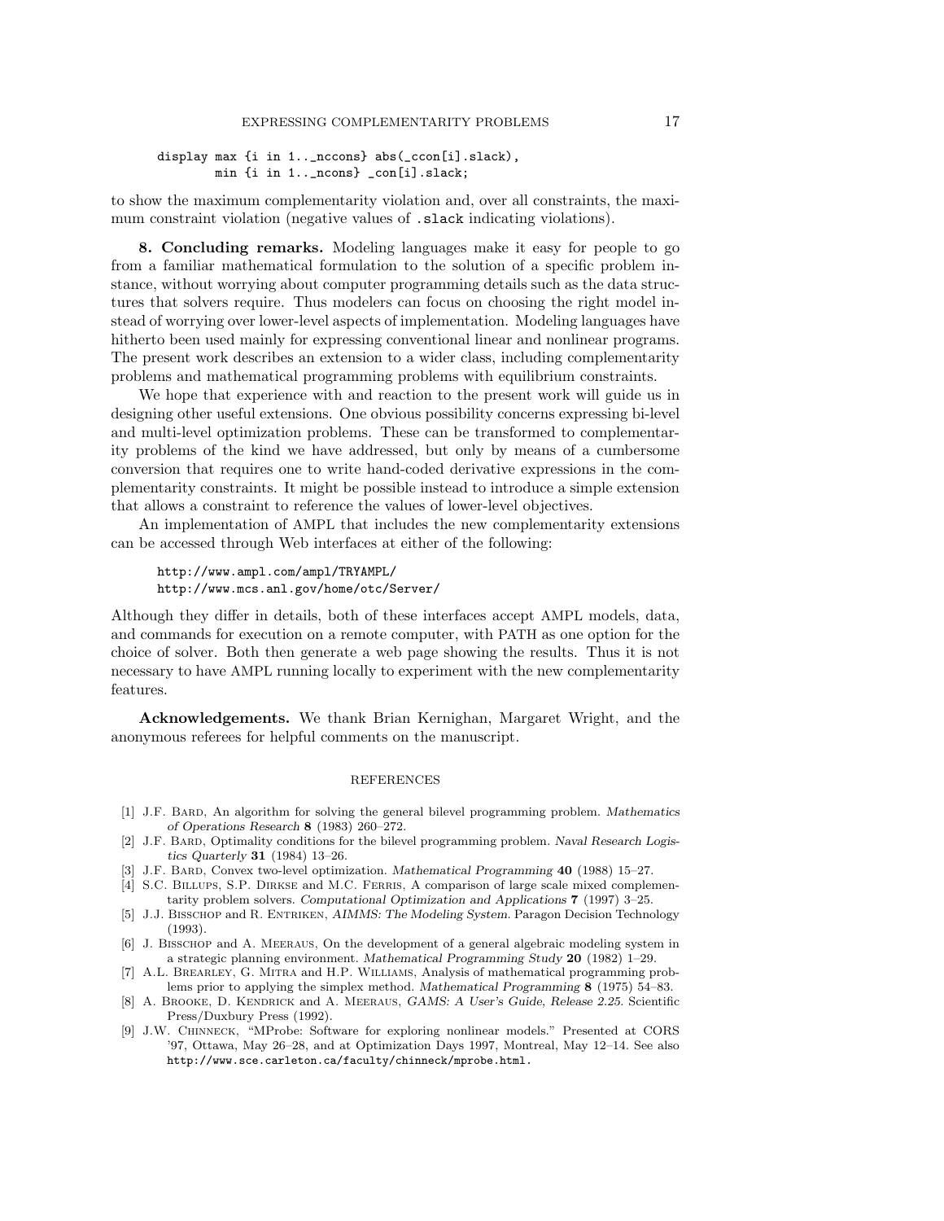```
display max {i in 1.._nccons} abs(_ccon[i].slack),
        min {i in 1.._ncons} _con[i].slack;
```

to show the maximum complementarity violation and, over all constraints, the maximum constraint violation (negative values of `.slack` indicating violations).

**8. Concluding remarks.** Modeling languages make it easy for people to go from a familiar mathematical formulation to the solution of a specific problem instance, without worrying about computer programming details such as the data structures that solvers require. Thus modelers can focus on choosing the right model instead of worrying over lower-level aspects of implementation. Modeling languages have hitherto been used mainly for expressing conventional linear and nonlinear programs. The present work describes an extension to a wider class, including complementarity problems and mathematical programming problems with equilibrium constraints.

We hope that experience with and reaction to the present work will guide us in designing other useful extensions. One obvious possibility concerns expressing bi-level and multi-level optimization problems. These can be transformed to complementarity problems of the kind we have addressed, but only by means of a cumbersome conversion that requires one to write hand-coded derivative expressions in the complementarity constraints. It might be possible instead to introduce a simple extension that allows a constraint to reference the values of lower-level objectives.

An implementation of AMPL that includes the new complementarity extensions can be accessed through Web interfaces at either of the following:

```
http://www.ampl.com/ampl/TRYAMPL/
http://www.mcs.anl.gov/home/otc/Server/
```

Although they differ in details, both of these interfaces accept AMPL models, data, and commands for execution on a remote computer, with PATH as one option for the choice of solver. Both then generate a web page showing the results. Thus it is not necessary to have AMPL running locally to experiment with the new complementarity features.

**Acknowledgements.** We thank Brian Kernighan, Margaret Wright, and the anonymous referees for helpful comments on the manuscript.

## REFERENCES

[1] J.F. Bard, An algorithm for solving the general bilevel programming problem. *Mathematics of Operations Research* **8** (1983) 260–272.

[2] J.F. Bard, Optimality conditions for the bilevel programming problem. *Naval Research Logistics Quarterly* **31** (1984) 13–26.

[3] J.F. Bard, Convex two-level optimization. *Mathematical Programming* **40** (1988) 15–27.

[4] S.C. Billups, S.P. Dirkse and M.C. Ferris, A comparison of large scale mixed complementarity problem solvers. *Computational Optimization and Applications* **7** (1997) 3–25.

[5] J.J. Bisschop and R. Entriken, *AIMMS: The Modeling System.* Paragon Decision Technology (1993).

[6] J. Bisschop and A. Meeraus, On the development of a general algebraic modeling system in a strategic planning environment. *Mathematical Programming Study* **20** (1982) 1–29.

[7] A.L. Brearley, G. Mitra and H.P. Williams, Analysis of mathematical programming problems prior to applying the simplex method. *Mathematical Programming* **8** (1975) 54–83.

[8] A. Brooke, D. Kendrick and A. Meeraus, *GAMS: A User's Guide, Release 2.25.* Scientific Press/Duxbury Press (1992).

[9] J.W. Chinneck, "MProbe: Software for exploring nonlinear models." Presented at CORS '97, Ottawa, May 26–28, and at Optimization Days 1997, Montreal, May 12–14. See also `http://www.sce.carleton.ca/faculty/chinneck/mprobe.html`.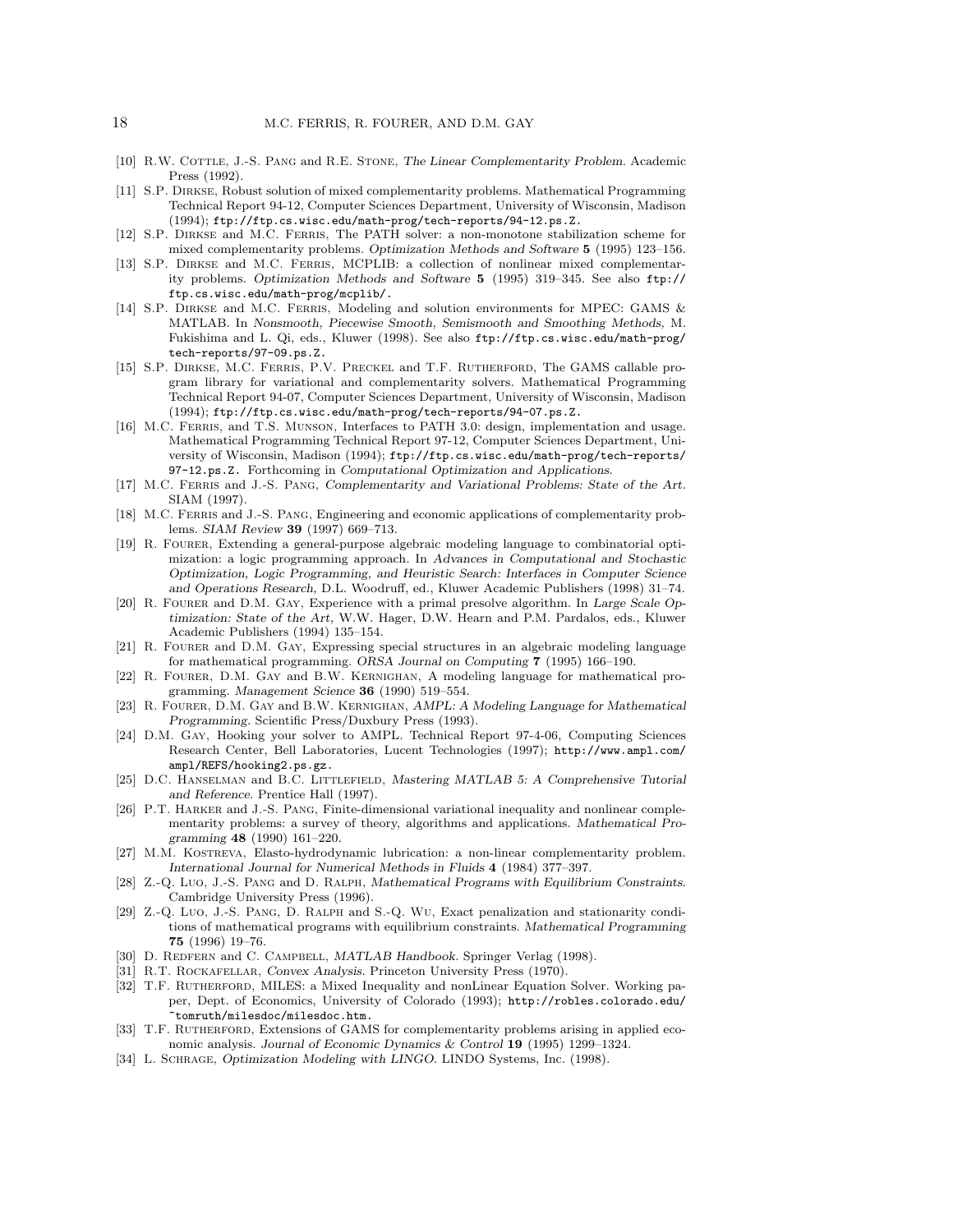[10] R.W. Cottle, J.-S. Pang and R.E. Stone, *The Linear Complementarity Problem*. Academic Press (1992).

[11] S.P. Dirkse, Robust solution of mixed complementarity problems. Mathematical Programming Technical Report 94-12, Computer Sciences Department, University of Wisconsin, Madison (1994); `ftp://ftp.cs.wisc.edu/math-prog/tech-reports/94-12.ps.Z`.

[12] S.P. Dirkse and M.C. Ferris, The PATH solver: a non-monotone stabilization scheme for mixed complementarity problems. *Optimization Methods and Software* **5** (1995) 123–156.

[13] S.P. Dirkse and M.C. Ferris, MCPLIB: a collection of nonlinear mixed complementarity problems. *Optimization Methods and Software* **5** (1995) 319–345. See also `ftp://ftp.cs.wisc.edu/math-prog/mcplib/`.

[14] S.P. Dirkse and M.C. Ferris, Modeling and solution environments for MPEC: GAMS & MATLAB. In *Nonsmooth, Piecewise Smooth, Semismooth and Smoothing Methods,* M. Fukishima and L. Qi, eds., Kluwer (1998). See also `ftp://ftp.cs.wisc.edu/math-prog/tech-reports/97-09.ps.Z`.

[15] S.P. Dirkse, M.C. Ferris, P.V. Preckel and T.F. Rutherford, The GAMS callable program library for variational and complementarity solvers. Mathematical Programming Technical Report 94-07, Computer Sciences Department, University of Wisconsin, Madison (1994); `ftp://ftp.cs.wisc.edu/math-prog/tech-reports/94-07.ps.Z`.

[16] M.C. Ferris, and T.S. Munson, Interfaces to PATH 3.0: design, implementation and usage. Mathematical Programming Technical Report 97-12, Computer Sciences Department, University of Wisconsin, Madison (1994); `ftp://ftp.cs.wisc.edu/math-prog/tech-reports/97-12.ps.Z`. Forthcoming in *Computational Optimization and Applications.*

[17] M.C. Ferris and J.-S. Pang, *Complementarity and Variational Problems: State of the Art*. SIAM (1997).

[18] M.C. Ferris and J.-S. Pang, Engineering and economic applications of complementarity problems. *SIAM Review* **39** (1997) 669–713.

[19] R. Fourer, Extending a general-purpose algebraic modeling language to combinatorial optimization: a logic programming approach. In *Advances in Computational and Stochastic Optimization, Logic Programming, and Heuristic Search: Interfaces in Computer Science and Operations Research,* D.L. Woodruff, ed., Kluwer Academic Publishers (1998) 31–74.

[20] R. Fourer and D.M. Gay, Experience with a primal presolve algorithm. In *Large Scale Optimization: State of the Art*, W.W. Hager, D.W. Hearn and P.M. Pardalos, eds., Kluwer Academic Publishers (1994) 135–154.

[21] R. Fourer and D.M. Gay, Expressing special structures in an algebraic modeling language for mathematical programming. *ORSA Journal on Computing* **7** (1995) 166–190.

[22] R. Fourer, D.M. Gay and B.W. Kernighan, A modeling language for mathematical programming. *Management Science* **36** (1990) 519–554.

[23] R. Fourer, D.M. Gay and B.W. Kernighan, *AMPL: A Modeling Language for Mathematical Programming*. Scientific Press/Duxbury Press (1993).

[24] D.M. Gay, Hooking your solver to AMPL. Technical Report 97-4-06, Computing Sciences Research Center, Bell Laboratories, Lucent Technologies (1997); `http://www.ampl.com/ampl/REFS/hooking2.ps.gz`.

[25] D.C. Hanselman and B.C. Littlefield, *Mastering MATLAB 5: A Comprehensive Tutorial and Reference*. Prentice Hall (1997).

[26] P.T. Harker and J.-S. Pang, Finite-dimensional variational inequality and nonlinear complementarity problems: a survey of theory, algorithms and applications. *Mathematical Programming* **48** (1990) 161–220.

[27] M.M. Kostreva, Elasto-hydrodynamic lubrication: a non-linear complementarity problem. *International Journal for Numerical Methods in Fluids* **4** (1984) 377–397.

[28] Z.-Q. Luo, J.-S. Pang and D. Ralph, *Mathematical Programs with Equilibrium Constraints*. Cambridge University Press (1996).

[29] Z.-Q. Luo, J.-S. Pang, D. Ralph and S.-Q. Wu, Exact penalization and stationarity conditions of mathematical programs with equilibrium constraints. *Mathematical Programming* **75** (1996) 19–76.

[30] D. Redfern and C. Campbell, *MATLAB Handbook*. Springer Verlag (1998).

[31] R.T. Rockafellar, *Convex Analysis*. Princeton University Press (1970).

[32] T.F. Rutherford, MILES: a Mixed Inequality and nonLinear Equation Solver. Working paper, Dept. of Economics, University of Colorado (1993); `http://robles.colorado.edu/~tomruth/milesdoc/milesdoc.htm`.

[33] T.F. Rutherford, Extensions of GAMS for complementarity problems arising in applied economic analysis. *Journal of Economic Dynamics & Control* **19** (1995) 1299–1324.

[34] L. Schrage, *Optimization Modeling with LINGO*. LINDO Systems, Inc. (1998).